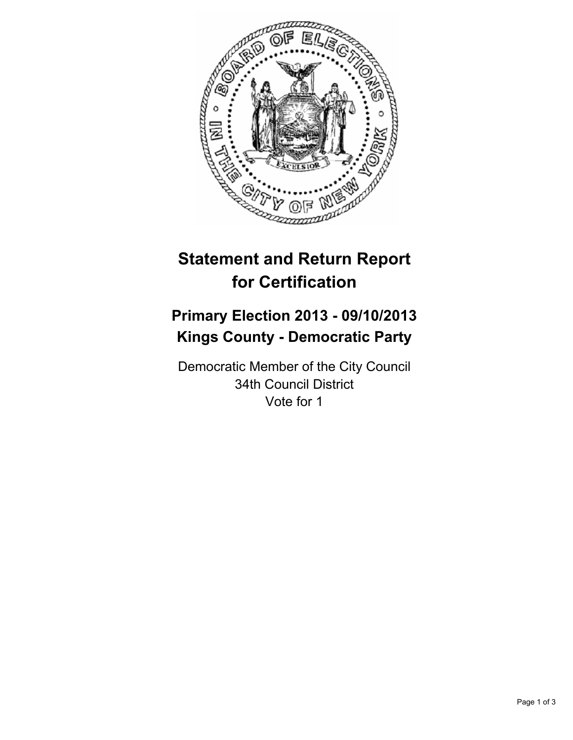# Statement and Return Report for Certification

## Primary Election 2013 - 09/10/2013
## Kings County - Democratic Party

Democratic Member of the City Council
34th Council District
Vote for 1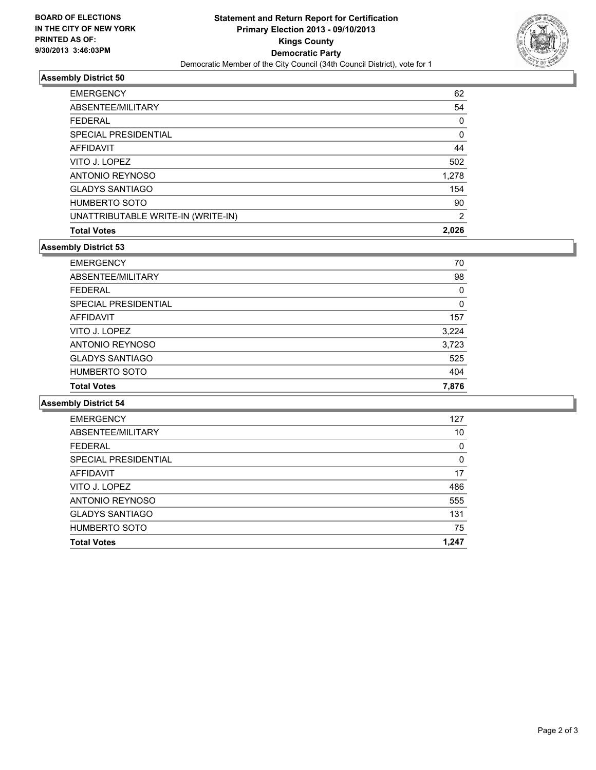**BOARD OF ELECTIONS IN THE CITY OF NEW YORK PRINTED AS OF: 9/30/2013 3:46:03PM**

**Statement and Return Report for Certification**
**Primary Election 2013 - 09/10/2013**
**Kings County**
**Democratic Party**
Democratic Member of the City Council (34th Council District), vote for 1

### Assembly District 50

| | |
|---|---|
| EMERGENCY | 62 |
| ABSENTEE/MILITARY | 54 |
| FEDERAL | 0 |
| SPECIAL PRESIDENTIAL | 0 |
| AFFIDAVIT | 44 |
| VITO J. LOPEZ | 502 |
| ANTONIO REYNOSO | 1,278 |
| GLADYS SANTIAGO | 154 |
| HUMBERTO SOTO | 90 |
| UNATTRIBUTABLE WRITE-IN (WRITE-IN) | 2 |
| **Total Votes** | **2,026** |

### Assembly District 53

| | |
|---|---|
| EMERGENCY | 70 |
| ABSENTEE/MILITARY | 98 |
| FEDERAL | 0 |
| SPECIAL PRESIDENTIAL | 0 |
| AFFIDAVIT | 157 |
| VITO J. LOPEZ | 3,224 |
| ANTONIO REYNOSO | 3,723 |
| GLADYS SANTIAGO | 525 |
| HUMBERTO SOTO | 404 |
| **Total Votes** | **7,876** |

### Assembly District 54

| | |
|---|---|
| EMERGENCY | 127 |
| ABSENTEE/MILITARY | 10 |
| FEDERAL | 0 |
| SPECIAL PRESIDENTIAL | 0 |
| AFFIDAVIT | 17 |
| VITO J. LOPEZ | 486 |
| ANTONIO REYNOSO | 555 |
| GLADYS SANTIAGO | 131 |
| HUMBERTO SOTO | 75 |
| **Total Votes** | **1,247** |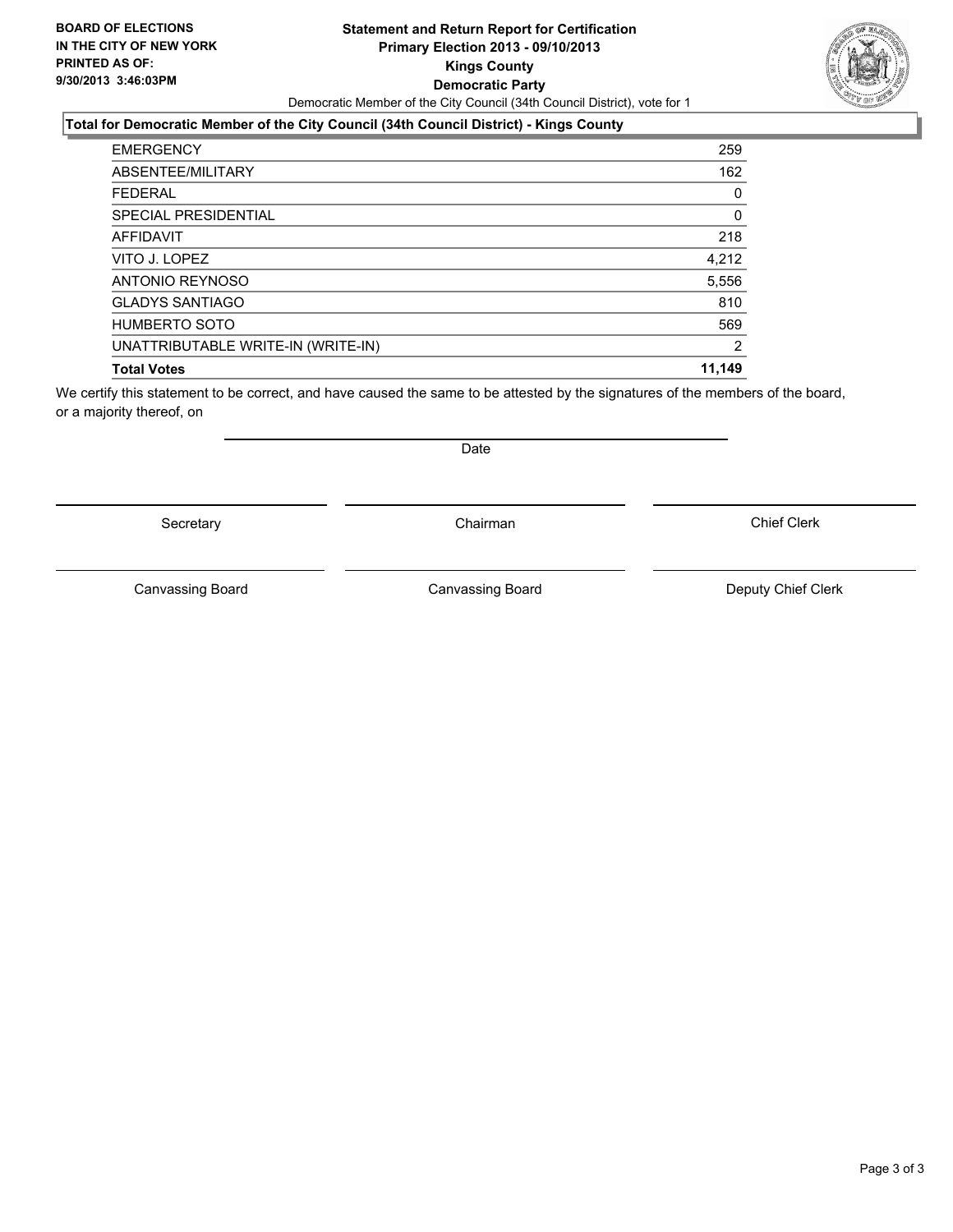**BOARD OF ELECTIONS IN THE CITY OF NEW YORK PRINTED AS OF: 9/30/2013 3:46:03PM**

**Statement and Return Report for Certification**
**Primary Election 2013 - 09/10/2013**
**Kings County**
**Democratic Party**

Democratic Member of the City Council (34th Council District), vote for 1

**Total for Democratic Member of the City Council (34th Council District) - Kings County**

| | |
|---|---|
| EMERGENCY | 259 |
| ABSENTEE/MILITARY | 162 |
| FEDERAL | 0 |
| SPECIAL PRESIDENTIAL | 0 |
| AFFIDAVIT | 218 |
| VITO J. LOPEZ | 4,212 |
| ANTONIO REYNOSO | 5,556 |
| GLADYS SANTIAGO | 810 |
| HUMBERTO SOTO | 569 |
| UNATTRIBUTABLE WRITE-IN (WRITE-IN) | 2 |
| **Total Votes** | **11,149** |

We certify this statement to be correct, and have caused the same to be attested by the signatures of the members of the board, or a majority thereof, on

Date

Secretary | Chairman | Chief Clerk

Canvassing Board | Canvassing Board | Deputy Chief Clerk